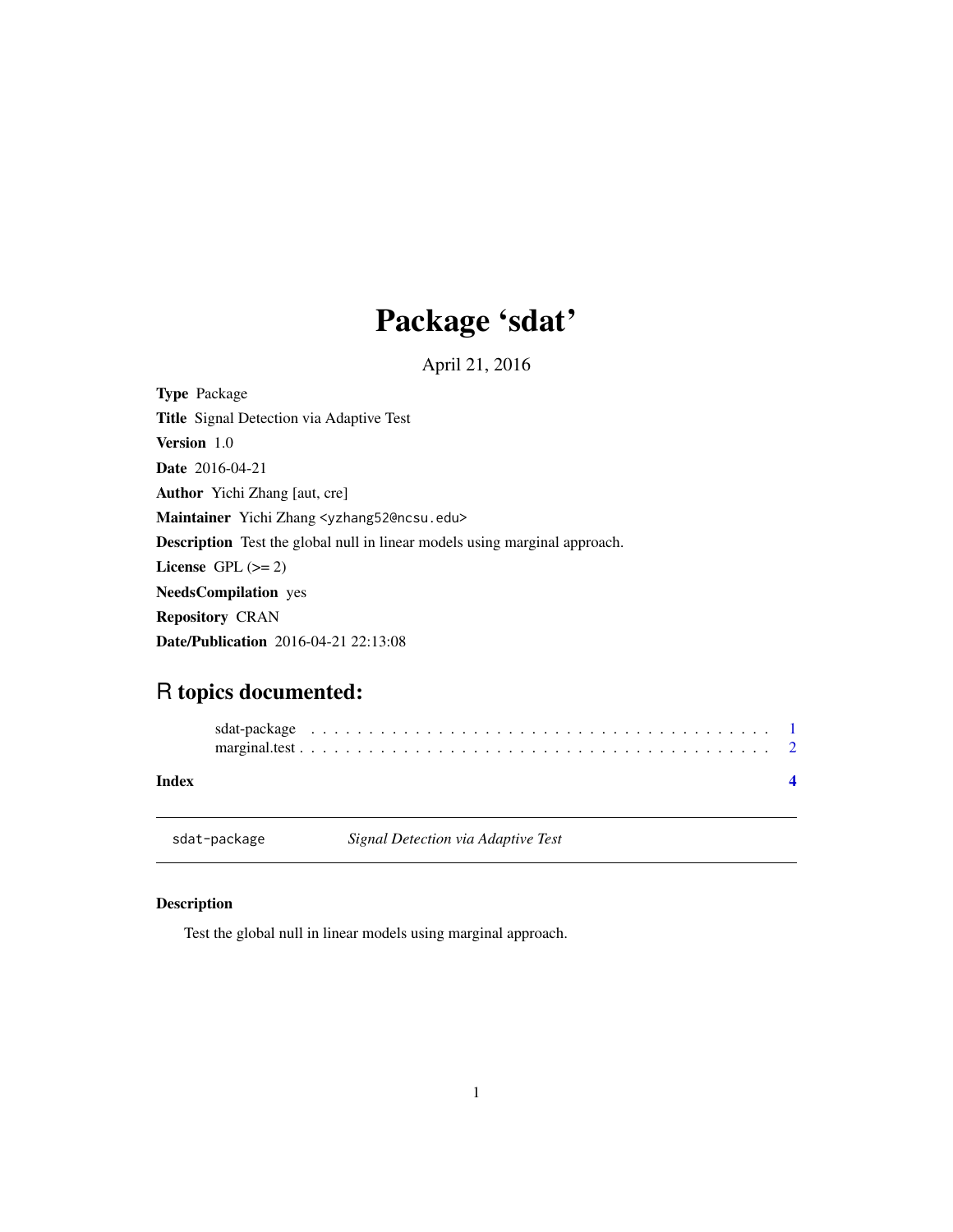# Package 'sdat'

April 21, 2016

**Type** Package

**Title** Signal Detection via Adaptive Test

**Version** 1.0

**Date** 2016-04-21

**Author** Yichi Zhang [aut, cre]

**Maintainer** Yichi Zhang <yzhang52@ncsu.edu>

**Description** Test the global null in linear models using marginal approach.

**License** GPL (>= 2)

**NeedsCompilation** yes

**Repository** CRAN

**Date/Publication** 2016-04-21 22:13:08

## R topics documented:

sdat-package . . . . . . . . . . . . . . . . . . . . . . . . . . . . . . . . . . . . . . . . 1
marginal.test . . . . . . . . . . . . . . . . . . . . . . . . . . . . . . . . . . . . . . . . 2

**Index** **4**

---

sdat-package *Signal Detection via Adaptive Test*

---

### Description

Test the global null in linear models using marginal approach.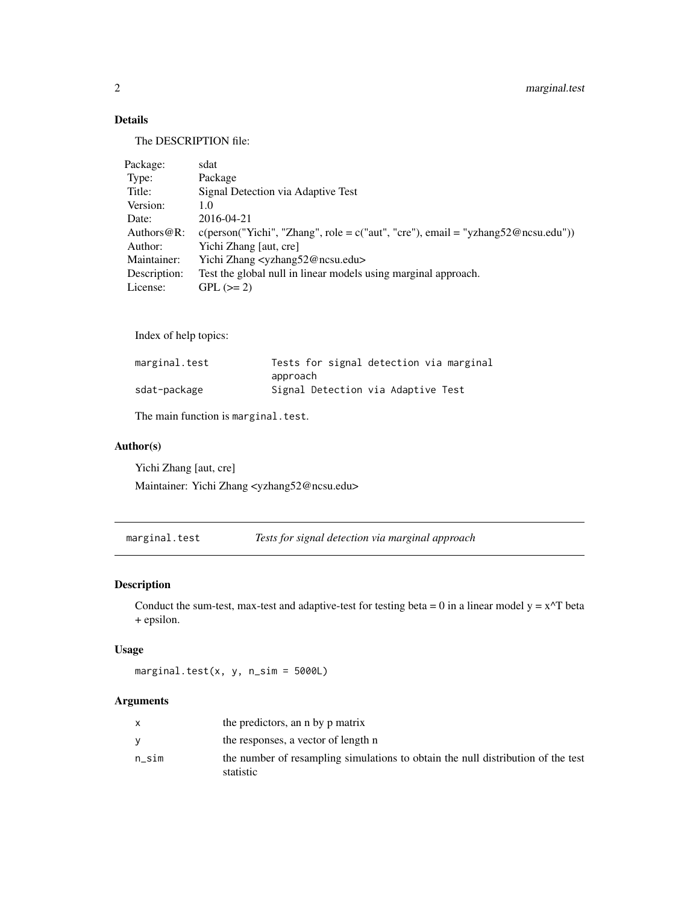## Details

The DESCRIPTION file:

| Package: | sdat |
| --- | --- |
| Type: | Package |
| Title: | Signal Detection via Adaptive Test |
| Version: | 1.0 |
| Date: | 2016-04-21 |
| Authors@R: | c(person("Yichi", "Zhang", role = c("aut", "cre"), email = "yzhang52@ncsu.edu")) |
| Author: | Yichi Zhang [aut, cre] |
| Maintainer: | Yichi Zhang <yzhang52@ncsu.edu> |
| Description: | Test the global null in linear models using marginal approach. |
| License: | GPL (>= 2) |

Index of help topics:

```
marginal.test           Tests for signal detection via marginal
                        approach
sdat-package            Signal Detection via Adaptive Test
```

The main function is `marginal.test`.

## Author(s)

Yichi Zhang [aut, cre]

Maintainer: Yichi Zhang <yzhang52@ncsu.edu>

---

# marginal.test — *Tests for signal detection via marginal approach*

## Description

Conduct the sum-test, max-test and adaptive-test for testing beta = 0 in a linear model y = x^T beta + epsilon.

## Usage

```
marginal.test(x, y, n_sim = 5000L)
```

## Arguments

| | |
| --- | --- |
| x | the predictors, an n by p matrix |
| y | the responses, a vector of length n |
| n_sim | the number of resampling simulations to obtain the null distribution of the test statistic |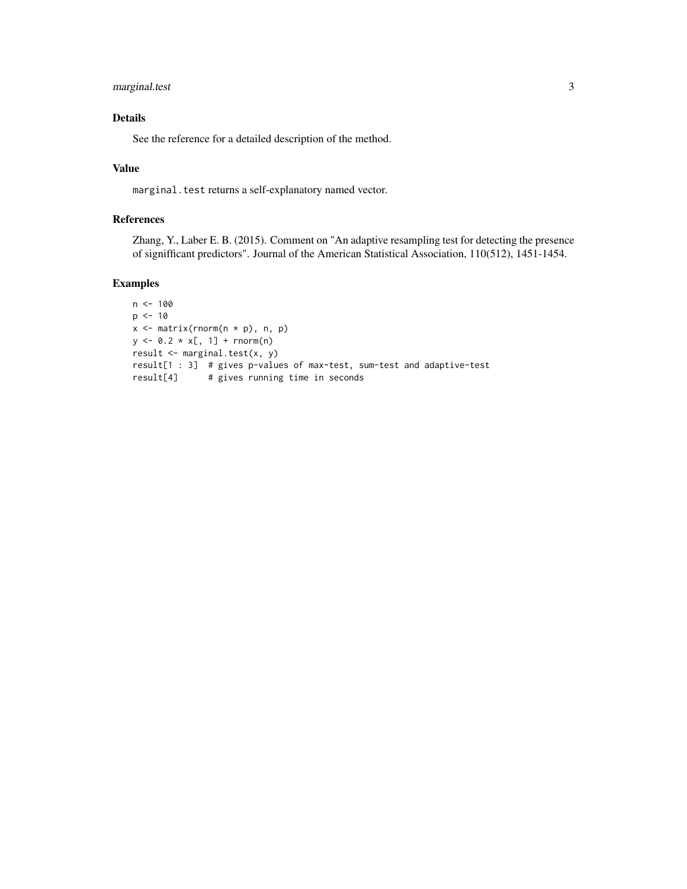## Details

See the reference for a detailed description of the method.

## Value

`marginal.test` returns a self-explanatory named vector.

## References

Zhang, Y., Laber E. B. (2015). Comment on "An adaptive resampling test for detecting the presence of signifficant predictors". Journal of the American Statistical Association, 110(512), 1451-1454.

## Examples

```
n <- 100
p <- 10
x <- matrix(rnorm(n * p), n, p)
y <- 0.2 * x[, 1] + rnorm(n)
result <- marginal.test(x, y)
result[1 : 3]  # gives p-values of max-test, sum-test and adaptive-test
result[4]      # gives running time in seconds
```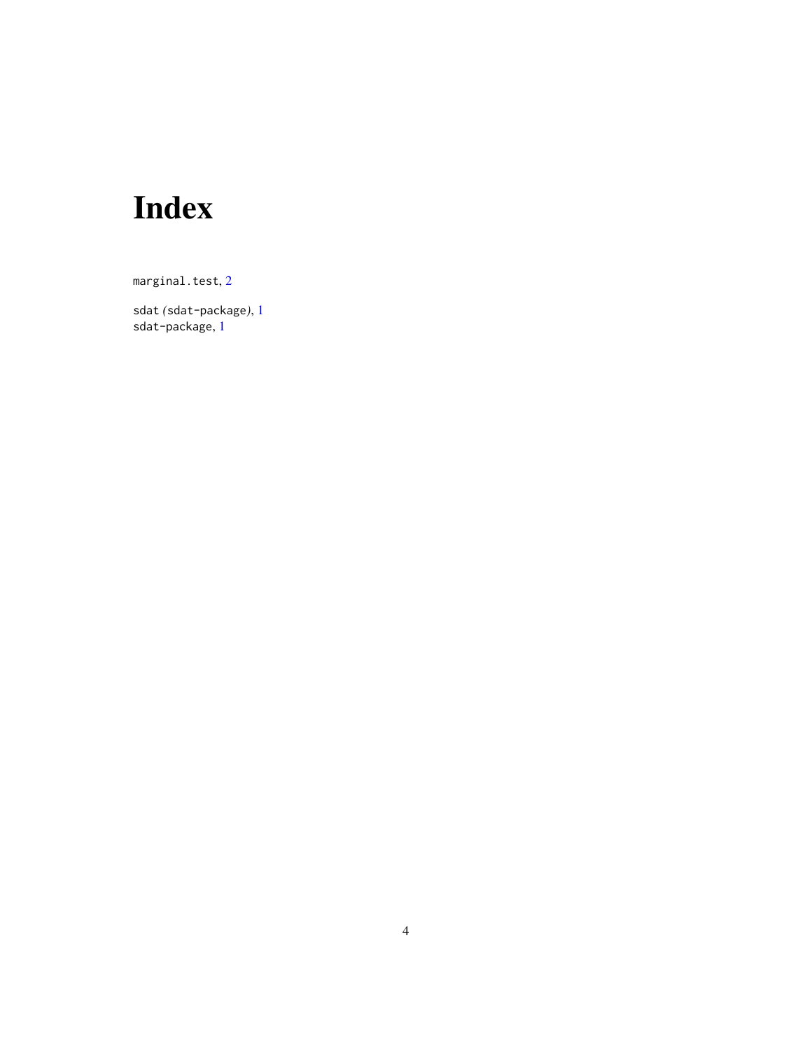# Index

marginal.test, 2

sdat (sdat-package), 1
sdat-package, 1